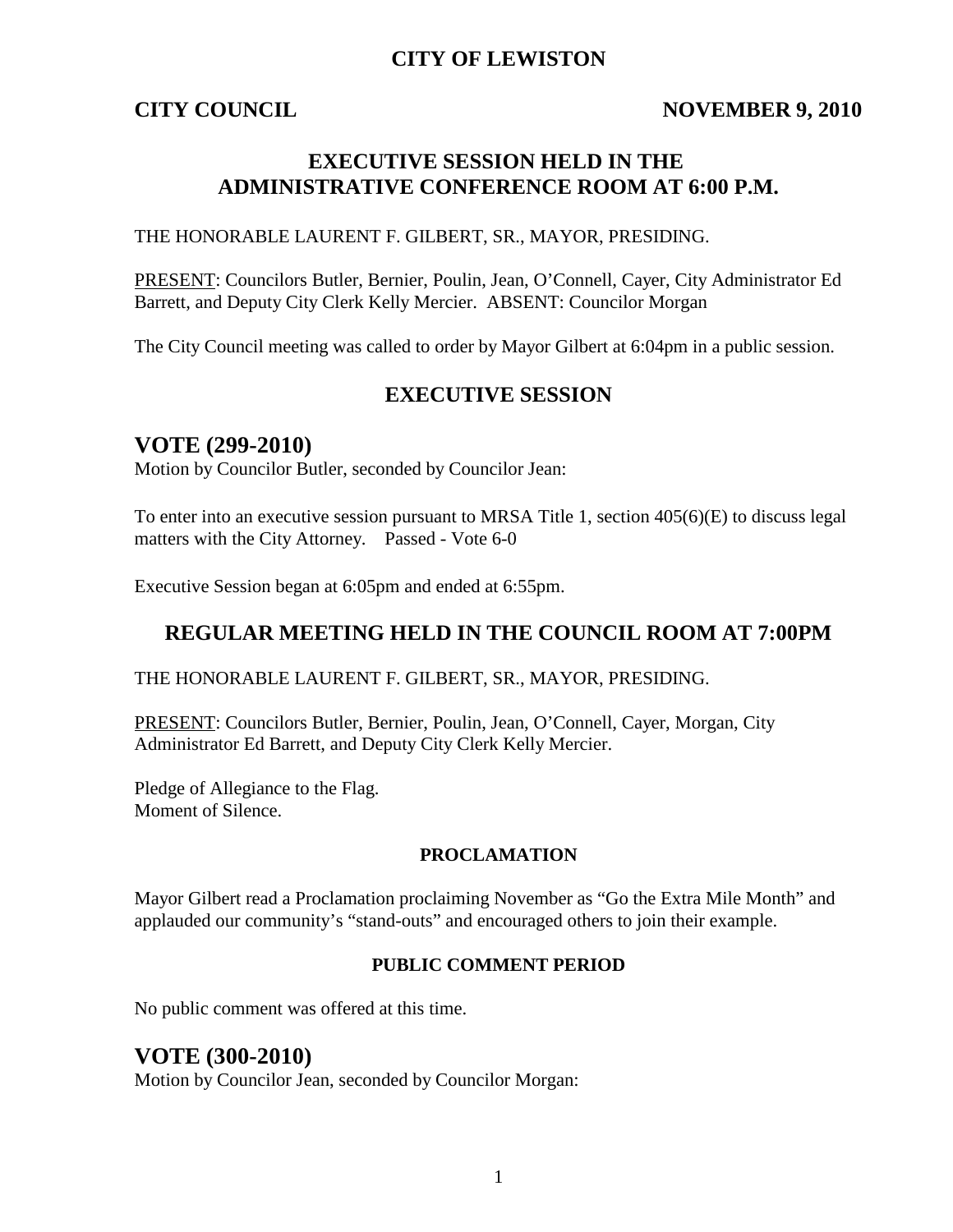# CITY OF LEWISTON

**CITY COUNCIL** **NOVEMBER 9, 2010**

## EXECUTIVE SESSION HELD IN THE ADMINISTRATIVE CONFERENCE ROOM AT 6:00 P.M.

THE HONORABLE LAURENT F. GILBERT, SR., MAYOR, PRESIDING.

PRESENT: Councilors Butler, Bernier, Poulin, Jean, O'Connell, Cayer, City Administrator Ed Barrett, and Deputy City Clerk Kelly Mercier. ABSENT: Councilor Morgan

The City Council meeting was called to order by Mayor Gilbert at 6:04pm in a public session.

## EXECUTIVE SESSION

## VOTE (299-2010)

Motion by Councilor Butler, seconded by Councilor Jean:

To enter into an executive session pursuant to MRSA Title 1, section 405(6)(E) to discuss legal matters with the City Attorney. Passed - Vote 6-0

Executive Session began at 6:05pm and ended at 6:55pm.

## REGULAR MEETING HELD IN THE COUNCIL ROOM AT 7:00PM

THE HONORABLE LAURENT F. GILBERT, SR., MAYOR, PRESIDING.

PRESENT: Councilors Butler, Bernier, Poulin, Jean, O'Connell, Cayer, Morgan, City Administrator Ed Barrett, and Deputy City Clerk Kelly Mercier.

Pledge of Allegiance to the Flag.
Moment of Silence.

### PROCLAMATION

Mayor Gilbert read a Proclamation proclaiming November as "Go the Extra Mile Month" and applauded our community's "stand-outs" and encouraged others to join their example.

### PUBLIC COMMENT PERIOD

No public comment was offered at this time.

## VOTE (300-2010)

Motion by Councilor Jean, seconded by Councilor Morgan: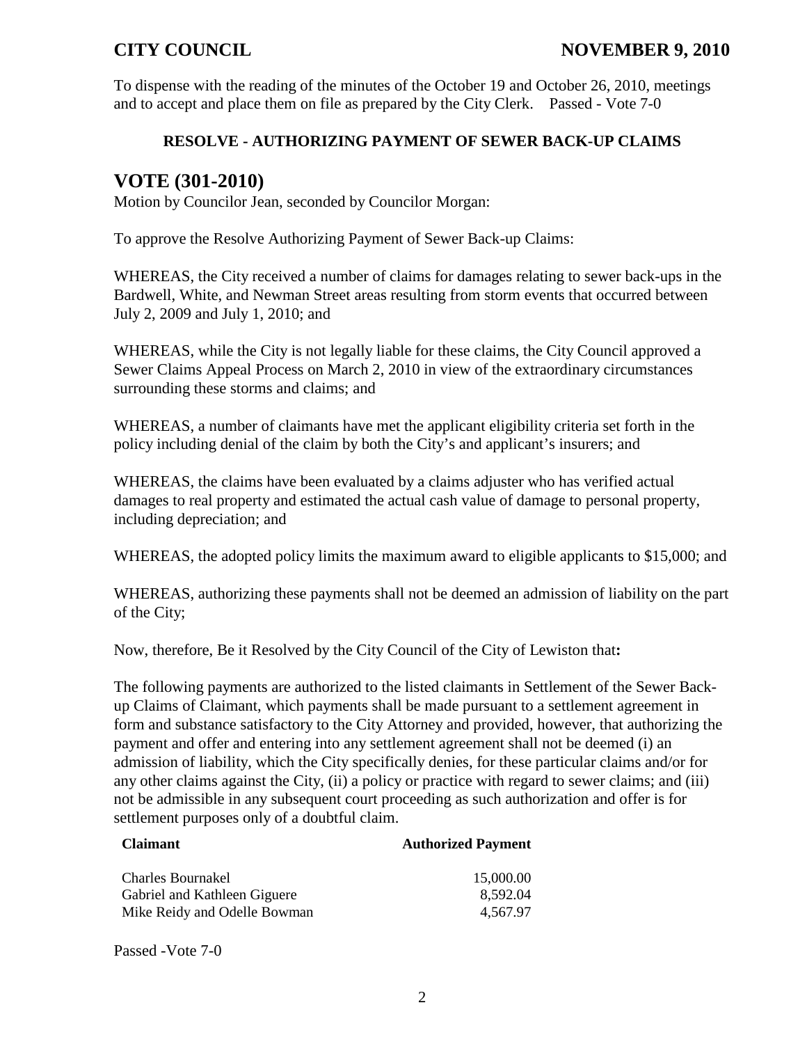To dispense with the reading of the minutes of the October 19 and October 26, 2010, meetings and to accept and place them on file as prepared by the City Clerk. Passed - Vote 7-0

### RESOLVE - AUTHORIZING PAYMENT OF SEWER BACK-UP CLAIMS

## VOTE (301-2010)

Motion by Councilor Jean, seconded by Councilor Morgan:

To approve the Resolve Authorizing Payment of Sewer Back-up Claims:

WHEREAS, the City received a number of claims for damages relating to sewer back-ups in the Bardwell, White, and Newman Street areas resulting from storm events that occurred between July 2, 2009 and July 1, 2010; and

WHEREAS, while the City is not legally liable for these claims, the City Council approved a Sewer Claims Appeal Process on March 2, 2010 in view of the extraordinary circumstances surrounding these storms and claims; and

WHEREAS, a number of claimants have met the applicant eligibility criteria set forth in the policy including denial of the claim by both the City's and applicant's insurers; and

WHEREAS, the claims have been evaluated by a claims adjuster who has verified actual damages to real property and estimated the actual cash value of damage to personal property, including depreciation; and

WHEREAS, the adopted policy limits the maximum award to eligible applicants to $15,000; and

WHEREAS, authorizing these payments shall not be deemed an admission of liability on the part of the City;

Now, therefore, Be it Resolved by the City Council of the City of Lewiston that**:**

The following payments are authorized to the listed claimants in Settlement of the Sewer Back-up Claims of Claimant, which payments shall be made pursuant to a settlement agreement in form and substance satisfactory to the City Attorney and provided, however, that authorizing the payment and offer and entering into any settlement agreement shall not be deemed (i) an admission of liability, which the City specifically denies, for these particular claims and/or for any other claims against the City, (ii) a policy or practice with regard to sewer claims; and (iii) not be admissible in any subsequent court proceeding as such authorization and offer is for settlement purposes only of a doubtful claim.

| Claimant | Authorized Payment |
|---|---|
| Charles Bournakel | 15,000.00 |
| Gabriel and Kathleen Giguere | 8,592.04 |
| Mike Reidy and Odelle Bowman | 4,567.97 |

Passed -Vote 7-0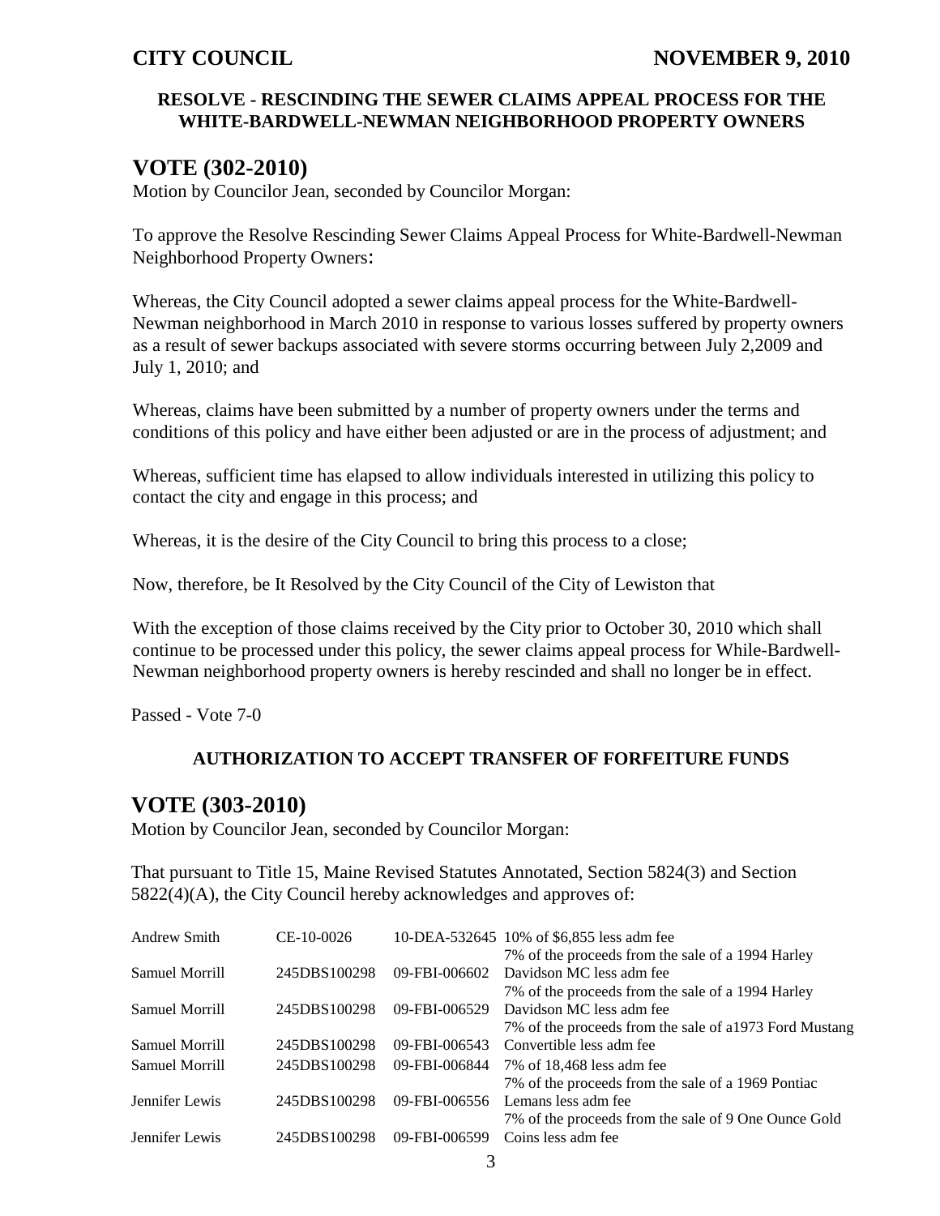**RESOLVE - RESCINDING THE SEWER CLAIMS APPEAL PROCESS FOR THE WHITE-BARDWELL-NEWMAN NEIGHBORHOOD PROPERTY OWNERS**

## VOTE (302-2010)

Motion by Councilor Jean, seconded by Councilor Morgan:

To approve the Resolve Rescinding Sewer Claims Appeal Process for White-Bardwell-Newman Neighborhood Property Owners:

Whereas, the City Council adopted a sewer claims appeal process for the White-Bardwell-Newman neighborhood in March 2010 in response to various losses suffered by property owners as a result of sewer backups associated with severe storms occurring between July 2,2009 and July 1, 2010; and

Whereas, claims have been submitted by a number of property owners under the terms and conditions of this policy and have either been adjusted or are in the process of adjustment; and

Whereas, sufficient time has elapsed to allow individuals interested in utilizing this policy to contact the city and engage in this process; and

Whereas, it is the desire of the City Council to bring this process to a close;

Now, therefore, be It Resolved by the City Council of the City of Lewiston that

With the exception of those claims received by the City prior to October 30, 2010 which shall continue to be processed under this policy, the sewer claims appeal process for While-Bardwell-Newman neighborhood property owners is hereby rescinded and shall no longer be in effect.

Passed - Vote 7-0

**AUTHORIZATION TO ACCEPT TRANSFER OF FORFEITURE FUNDS**

## VOTE (303-2010)

Motion by Councilor Jean, seconded by Councilor Morgan:

That pursuant to Title 15, Maine Revised Statutes Annotated, Section 5824(3) and Section 5822(4)(A), the City Council hereby acknowledges and approves of:

| | | | |
|---|---|---|---|
| Andrew Smith | CE-10-0026 | 10-DEA-532645 | 10% of $6,855 less adm fee |
| Samuel Morrill | 245DBS100298 | 09-FBI-006602 | 7% of the proceeds from the sale of a 1994 Harley Davidson MC less adm fee |
| Samuel Morrill | 245DBS100298 | 09-FBI-006529 | 7% of the proceeds from the sale of a 1994 Harley Davidson MC less adm fee |
| Samuel Morrill | 245DBS100298 | 09-FBI-006543 | 7% of the proceeds from the sale of a1973 Ford Mustang Convertible less adm fee |
| Samuel Morrill | 245DBS100298 | 09-FBI-006844 | 7% of 18,468 less adm fee |
| Jennifer Lewis | 245DBS100298 | 09-FBI-006556 | 7% of the proceeds from the sale of a 1969 Pontiac Lemans less adm fee |
| Jennifer Lewis | 245DBS100298 | 09-FBI-006599 | 7% of the proceeds from the sale of 9 One Ounce Gold Coins less adm fee |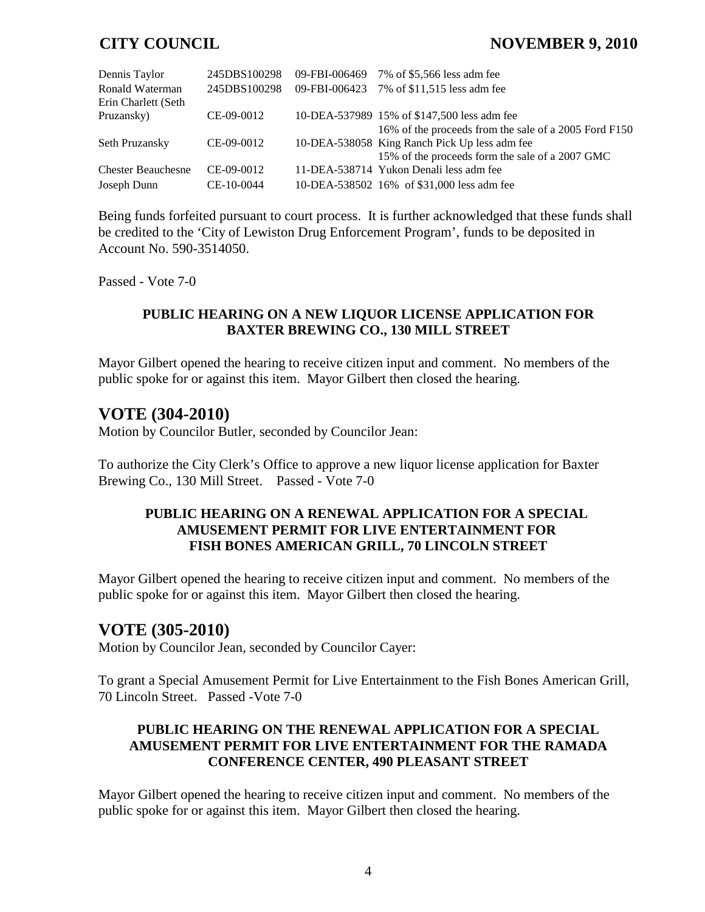| | | | |
|---|---|---|---|
| Dennis Taylor | 245DBS100298 | 09-FBI-006469 | 7% of $5,566 less adm fee |
| Ronald Waterman | 245DBS100298 | 09-FBI-006423 | 7% of $11,515 less adm fee |
| Erin Charlett (Seth Pruzansky) | CE-09-0012 | 10-DEA-537989 | 15% of $147,500 less adm fee |
| Seth Pruzansky | CE-09-0012 | 10-DEA-538058 | 16% of the proceeds from the sale of a 2005 Ford F150 King Ranch Pick Up less adm fee |
| Chester Beauchesne | CE-09-0012 | 11-DEA-538714 | 15% of the proceeds form the sale of a 2007 GMC Yukon Denali less adm fee |
| Joseph Dunn | CE-10-0044 | 10-DEA-538502 | 16% of $31,000 less adm fee |

Being funds forfeited pursuant to court process. It is further acknowledged that these funds shall be credited to the 'City of Lewiston Drug Enforcement Program', funds to be deposited in Account No. 590-3514050.

Passed - Vote 7-0

**PUBLIC HEARING ON A NEW LIQUOR LICENSE APPLICATION FOR BAXTER BREWING CO., 130 MILL STREET**

Mayor Gilbert opened the hearing to receive citizen input and comment. No members of the public spoke for or against this item. Mayor Gilbert then closed the hearing.

## VOTE (304-2010)

Motion by Councilor Butler, seconded by Councilor Jean:

To authorize the City Clerk's Office to approve a new liquor license application for Baxter Brewing Co., 130 Mill Street. Passed - Vote 7-0

**PUBLIC HEARING ON A RENEWAL APPLICATION FOR A SPECIAL AMUSEMENT PERMIT FOR LIVE ENTERTAINMENT FOR FISH BONES AMERICAN GRILL, 70 LINCOLN STREET**

Mayor Gilbert opened the hearing to receive citizen input and comment. No members of the public spoke for or against this item. Mayor Gilbert then closed the hearing.

## VOTE (305-2010)

Motion by Councilor Jean, seconded by Councilor Cayer:

To grant a Special Amusement Permit for Live Entertainment to the Fish Bones American Grill, 70 Lincoln Street. Passed -Vote 7-0

**PUBLIC HEARING ON THE RENEWAL APPLICATION FOR A SPECIAL AMUSEMENT PERMIT FOR LIVE ENTERTAINMENT FOR THE RAMADA CONFERENCE CENTER, 490 PLEASANT STREET**

Mayor Gilbert opened the hearing to receive citizen input and comment. No members of the public spoke for or against this item. Mayor Gilbert then closed the hearing.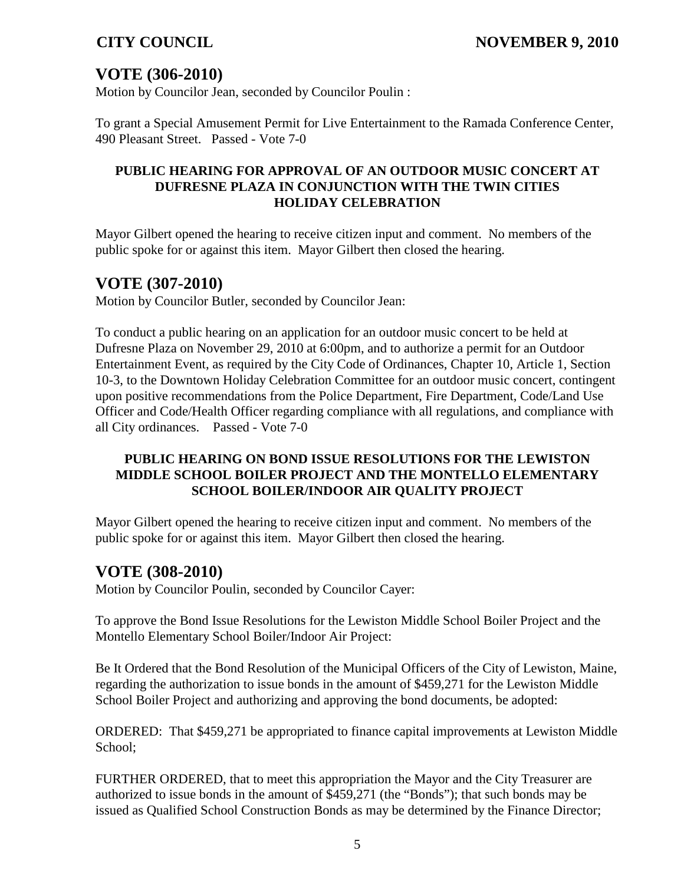## VOTE (306-2010)

Motion by Councilor Jean, seconded by Councilor Poulin :

To grant a Special Amusement Permit for Live Entertainment to the Ramada Conference Center, 490 Pleasant Street. Passed - Vote 7-0

**PUBLIC HEARING FOR APPROVAL OF AN OUTDOOR MUSIC CONCERT AT DUFRESNE PLAZA IN CONJUNCTION WITH THE TWIN CITIES HOLIDAY CELEBRATION**

Mayor Gilbert opened the hearing to receive citizen input and comment. No members of the public spoke for or against this item. Mayor Gilbert then closed the hearing.

## VOTE (307-2010)

Motion by Councilor Butler, seconded by Councilor Jean:

To conduct a public hearing on an application for an outdoor music concert to be held at Dufresne Plaza on November 29, 2010 at 6:00pm, and to authorize a permit for an Outdoor Entertainment Event, as required by the City Code of Ordinances, Chapter 10, Article 1, Section 10-3, to the Downtown Holiday Celebration Committee for an outdoor music concert, contingent upon positive recommendations from the Police Department, Fire Department, Code/Land Use Officer and Code/Health Officer regarding compliance with all regulations, and compliance with all City ordinances. Passed - Vote 7-0

**PUBLIC HEARING ON BOND ISSUE RESOLUTIONS FOR THE LEWISTON MIDDLE SCHOOL BOILER PROJECT AND THE MONTELLO ELEMENTARY SCHOOL BOILER/INDOOR AIR QUALITY PROJECT**

Mayor Gilbert opened the hearing to receive citizen input and comment. No members of the public spoke for or against this item. Mayor Gilbert then closed the hearing.

## VOTE (308-2010)

Motion by Councilor Poulin, seconded by Councilor Cayer:

To approve the Bond Issue Resolutions for the Lewiston Middle School Boiler Project and the Montello Elementary School Boiler/Indoor Air Project:

Be It Ordered that the Bond Resolution of the Municipal Officers of the City of Lewiston, Maine, regarding the authorization to issue bonds in the amount of $459,271 for the Lewiston Middle School Boiler Project and authorizing and approving the bond documents, be adopted:

ORDERED: That $459,271 be appropriated to finance capital improvements at Lewiston Middle School;

FURTHER ORDERED, that to meet this appropriation the Mayor and the City Treasurer are authorized to issue bonds in the amount of $459,271 (the "Bonds"); that such bonds may be issued as Qualified School Construction Bonds as may be determined by the Finance Director;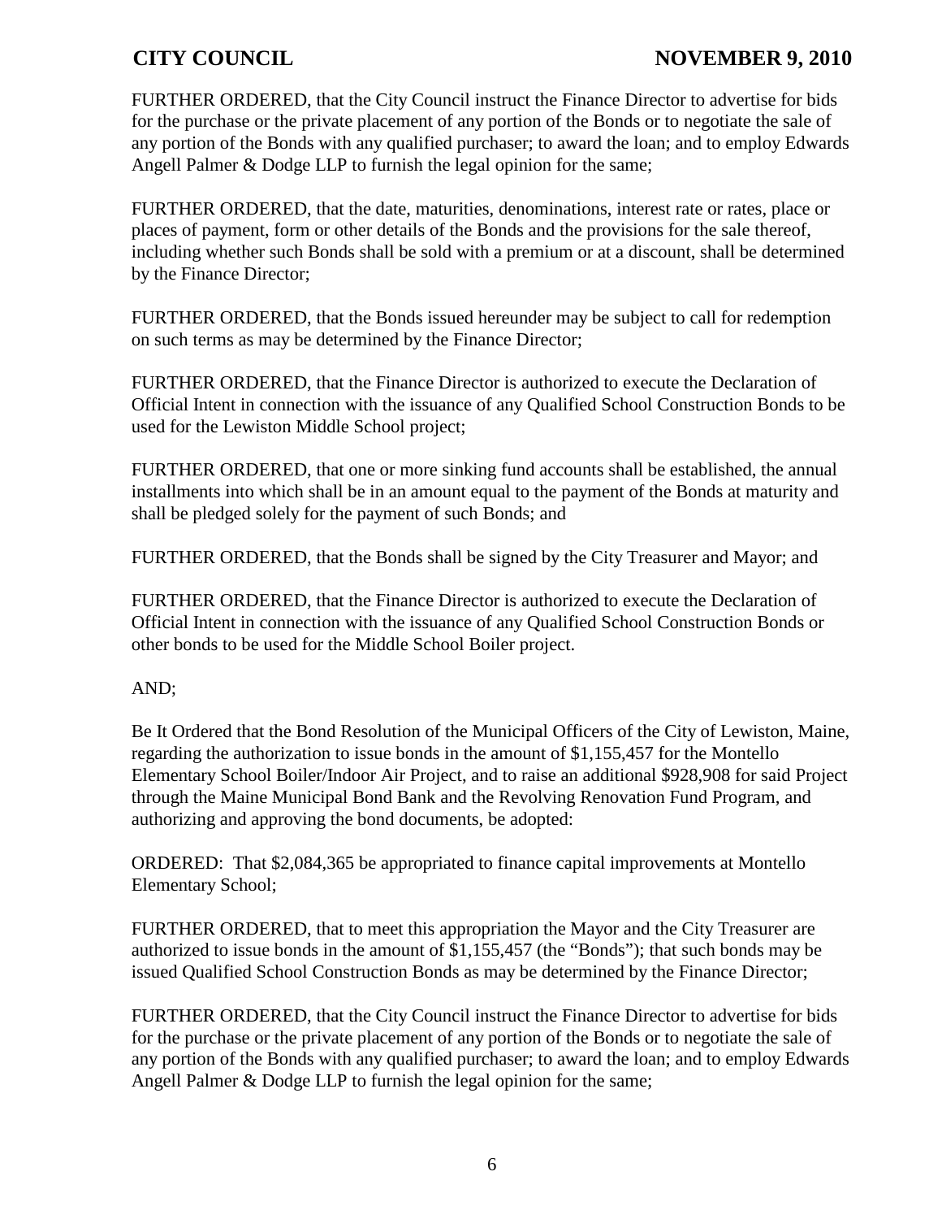FURTHER ORDERED, that the City Council instruct the Finance Director to advertise for bids for the purchase or the private placement of any portion of the Bonds or to negotiate the sale of any portion of the Bonds with any qualified purchaser; to award the loan; and to employ Edwards Angell Palmer & Dodge LLP to furnish the legal opinion for the same;

FURTHER ORDERED, that the date, maturities, denominations, interest rate or rates, place or places of payment, form or other details of the Bonds and the provisions for the sale thereof, including whether such Bonds shall be sold with a premium or at a discount, shall be determined by the Finance Director;

FURTHER ORDERED, that the Bonds issued hereunder may be subject to call for redemption on such terms as may be determined by the Finance Director;

FURTHER ORDERED, that the Finance Director is authorized to execute the Declaration of Official Intent in connection with the issuance of any Qualified School Construction Bonds to be used for the Lewiston Middle School project;

FURTHER ORDERED, that one or more sinking fund accounts shall be established, the annual installments into which shall be in an amount equal to the payment of the Bonds at maturity and shall be pledged solely for the payment of such Bonds; and

FURTHER ORDERED, that the Bonds shall be signed by the City Treasurer and Mayor; and

FURTHER ORDERED, that the Finance Director is authorized to execute the Declaration of Official Intent in connection with the issuance of any Qualified School Construction Bonds or other bonds to be used for the Middle School Boiler project.

AND;

Be It Ordered that the Bond Resolution of the Municipal Officers of the City of Lewiston, Maine, regarding the authorization to issue bonds in the amount of $1,155,457 for the Montello Elementary School Boiler/Indoor Air Project, and to raise an additional $928,908 for said Project through the Maine Municipal Bond Bank and the Revolving Renovation Fund Program, and authorizing and approving the bond documents, be adopted:

ORDERED: That $2,084,365 be appropriated to finance capital improvements at Montello Elementary School;

FURTHER ORDERED, that to meet this appropriation the Mayor and the City Treasurer are authorized to issue bonds in the amount of $1,155,457 (the "Bonds"); that such bonds may be issued Qualified School Construction Bonds as may be determined by the Finance Director;

FURTHER ORDERED, that the City Council instruct the Finance Director to advertise for bids for the purchase or the private placement of any portion of the Bonds or to negotiate the sale of any portion of the Bonds with any qualified purchaser; to award the loan; and to employ Edwards Angell Palmer & Dodge LLP to furnish the legal opinion for the same;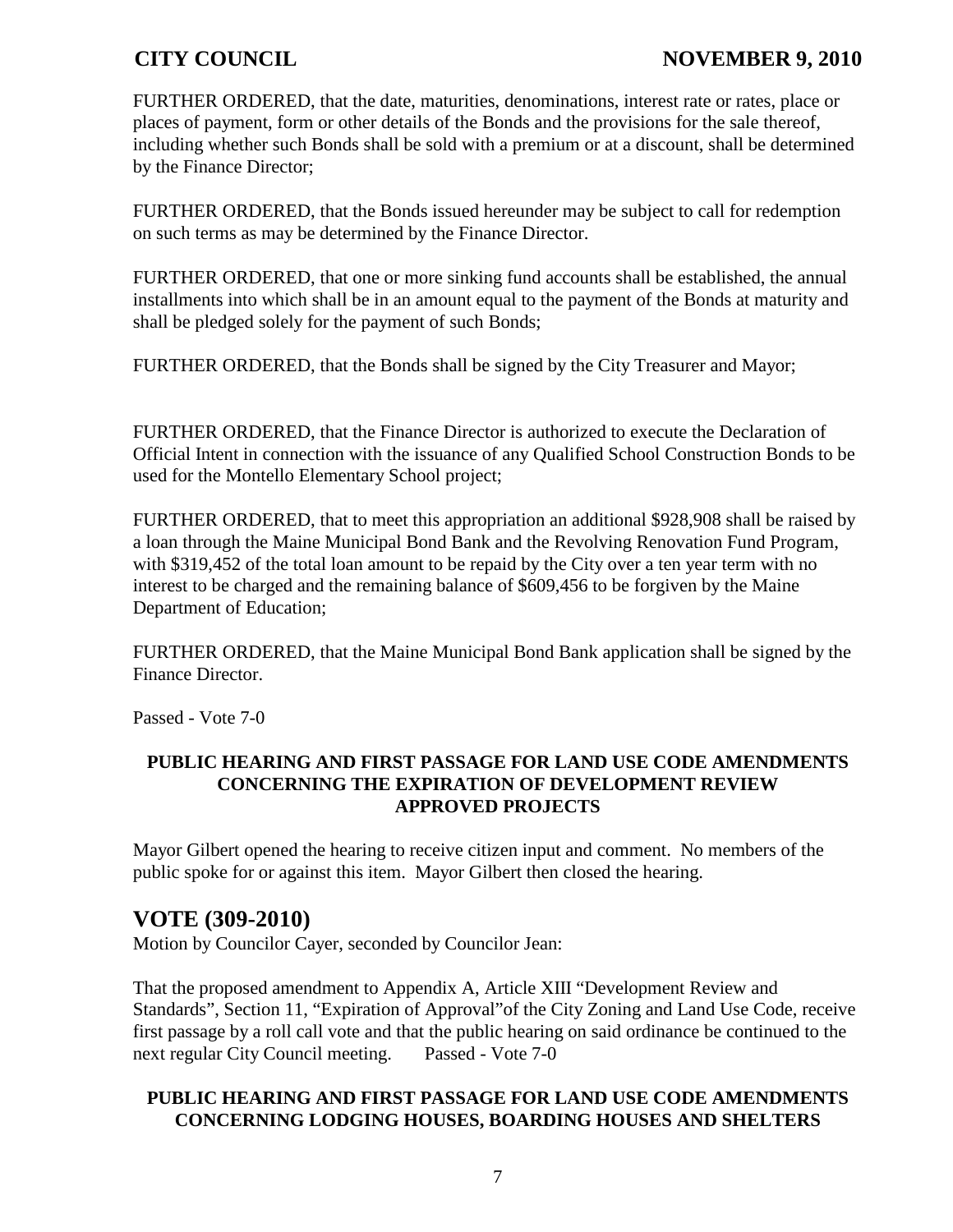FURTHER ORDERED, that the date, maturities, denominations, interest rate or rates, place or places of payment, form or other details of the Bonds and the provisions for the sale thereof, including whether such Bonds shall be sold with a premium or at a discount, shall be determined by the Finance Director;

FURTHER ORDERED, that the Bonds issued hereunder may be subject to call for redemption on such terms as may be determined by the Finance Director.

FURTHER ORDERED, that one or more sinking fund accounts shall be established, the annual installments into which shall be in an amount equal to the payment of the Bonds at maturity and shall be pledged solely for the payment of such Bonds;

FURTHER ORDERED, that the Bonds shall be signed by the City Treasurer and Mayor;

FURTHER ORDERED, that the Finance Director is authorized to execute the Declaration of Official Intent in connection with the issuance of any Qualified School Construction Bonds to be used for the Montello Elementary School project;

FURTHER ORDERED, that to meet this appropriation an additional $928,908 shall be raised by a loan through the Maine Municipal Bond Bank and the Revolving Renovation Fund Program, with $319,452 of the total loan amount to be repaid by the City over a ten year term with no interest to be charged and the remaining balance of $609,456 to be forgiven by the Maine Department of Education;

FURTHER ORDERED, that the Maine Municipal Bond Bank application shall be signed by the Finance Director.

Passed - Vote 7-0

**PUBLIC HEARING AND FIRST PASSAGE FOR LAND USE CODE AMENDMENTS CONCERNING THE EXPIRATION OF DEVELOPMENT REVIEW APPROVED PROJECTS**

Mayor Gilbert opened the hearing to receive citizen input and comment. No members of the public spoke for or against this item. Mayor Gilbert then closed the hearing.

## VOTE (309-2010)

Motion by Councilor Cayer, seconded by Councilor Jean:

That the proposed amendment to Appendix A, Article XIII "Development Review and Standards", Section 11, "Expiration of Approval"of the City Zoning and Land Use Code, receive first passage by a roll call vote and that the public hearing on said ordinance be continued to the next regular City Council meeting. Passed - Vote 7-0

**PUBLIC HEARING AND FIRST PASSAGE FOR LAND USE CODE AMENDMENTS CONCERNING LODGING HOUSES, BOARDING HOUSES AND SHELTERS**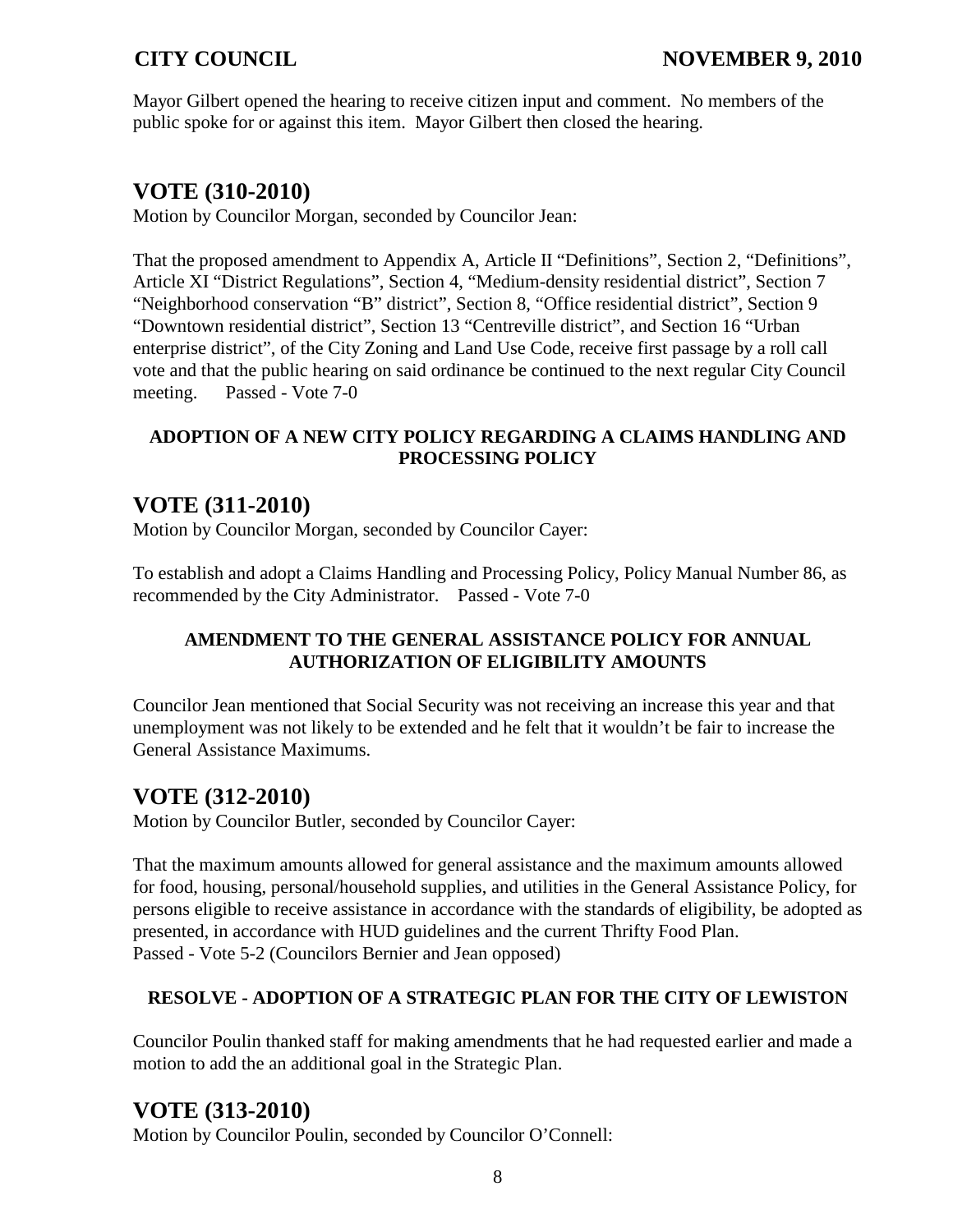Mayor Gilbert opened the hearing to receive citizen input and comment. No members of the public spoke for or against this item. Mayor Gilbert then closed the hearing.

## VOTE (310-2010)

Motion by Councilor Morgan, seconded by Councilor Jean:

That the proposed amendment to Appendix A, Article II "Definitions", Section 2, "Definitions", Article XI "District Regulations", Section 4, "Medium-density residential district", Section 7 "Neighborhood conservation "B" district", Section 8, "Office residential district", Section 9 "Downtown residential district", Section 13 "Centreville district", and Section 16 "Urban enterprise district", of the City Zoning and Land Use Code, receive first passage by a roll call vote and that the public hearing on said ordinance be continued to the next regular City Council meeting. Passed - Vote 7-0

### ADOPTION OF A NEW CITY POLICY REGARDING A CLAIMS HANDLING AND PROCESSING POLICY

## VOTE (311-2010)

Motion by Councilor Morgan, seconded by Councilor Cayer:

To establish and adopt a Claims Handling and Processing Policy, Policy Manual Number 86, as recommended by the City Administrator. Passed - Vote 7-0

### AMENDMENT TO THE GENERAL ASSISTANCE POLICY FOR ANNUAL AUTHORIZATION OF ELIGIBILITY AMOUNTS

Councilor Jean mentioned that Social Security was not receiving an increase this year and that unemployment was not likely to be extended and he felt that it wouldn't be fair to increase the General Assistance Maximums.

## VOTE (312-2010)

Motion by Councilor Butler, seconded by Councilor Cayer:

That the maximum amounts allowed for general assistance and the maximum amounts allowed for food, housing, personal/household supplies, and utilities in the General Assistance Policy, for persons eligible to receive assistance in accordance with the standards of eligibility, be adopted as presented, in accordance with HUD guidelines and the current Thrifty Food Plan.
Passed - Vote 5-2 (Councilors Bernier and Jean opposed)

### RESOLVE - ADOPTION OF A STRATEGIC PLAN FOR THE CITY OF LEWISTON

Councilor Poulin thanked staff for making amendments that he had requested earlier and made a motion to add the an additional goal in the Strategic Plan.

## VOTE (313-2010)

Motion by Councilor Poulin, seconded by Councilor O'Connell: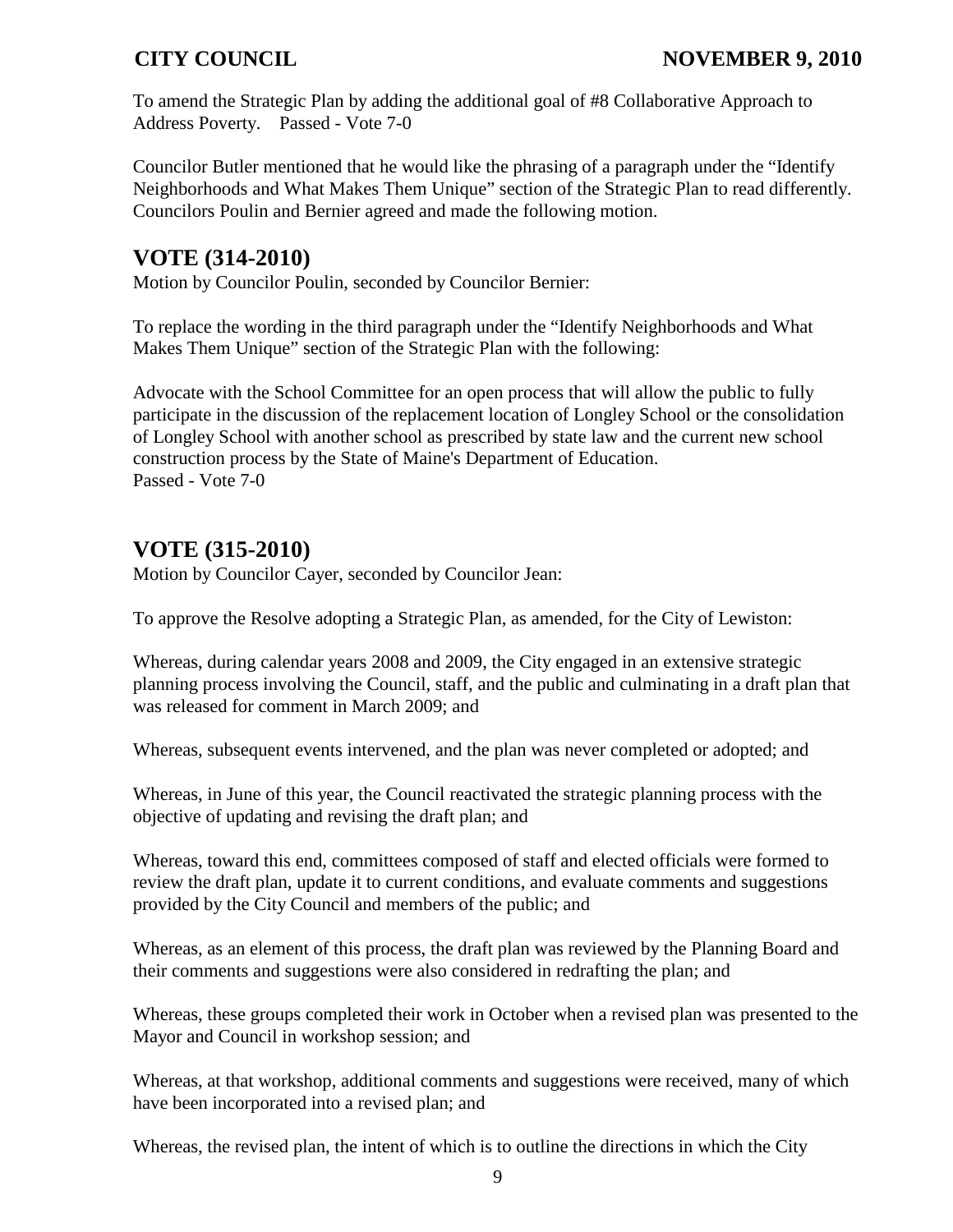To amend the Strategic Plan by adding the additional goal of #8 Collaborative Approach to Address Poverty. Passed - Vote 7-0

Councilor Butler mentioned that he would like the phrasing of a paragraph under the "Identify Neighborhoods and What Makes Them Unique" section of the Strategic Plan to read differently. Councilors Poulin and Bernier agreed and made the following motion.

## VOTE (314-2010)

Motion by Councilor Poulin, seconded by Councilor Bernier:

To replace the wording in the third paragraph under the "Identify Neighborhoods and What Makes Them Unique" section of the Strategic Plan with the following:

Advocate with the School Committee for an open process that will allow the public to fully participate in the discussion of the replacement location of Longley School or the consolidation of Longley School with another school as prescribed by state law and the current new school construction process by the State of Maine's Department of Education.
Passed - Vote 7-0

## VOTE (315-2010)

Motion by Councilor Cayer, seconded by Councilor Jean:

To approve the Resolve adopting a Strategic Plan, as amended, for the City of Lewiston:

Whereas, during calendar years 2008 and 2009, the City engaged in an extensive strategic planning process involving the Council, staff, and the public and culminating in a draft plan that was released for comment in March 2009; and

Whereas, subsequent events intervened, and the plan was never completed or adopted; and

Whereas, in June of this year, the Council reactivated the strategic planning process with the objective of updating and revising the draft plan; and

Whereas, toward this end, committees composed of staff and elected officials were formed to review the draft plan, update it to current conditions, and evaluate comments and suggestions provided by the City Council and members of the public; and

Whereas, as an element of this process, the draft plan was reviewed by the Planning Board and their comments and suggestions were also considered in redrafting the plan; and

Whereas, these groups completed their work in October when a revised plan was presented to the Mayor and Council in workshop session; and

Whereas, at that workshop, additional comments and suggestions were received, many of which have been incorporated into a revised plan; and

Whereas, the revised plan, the intent of which is to outline the directions in which the City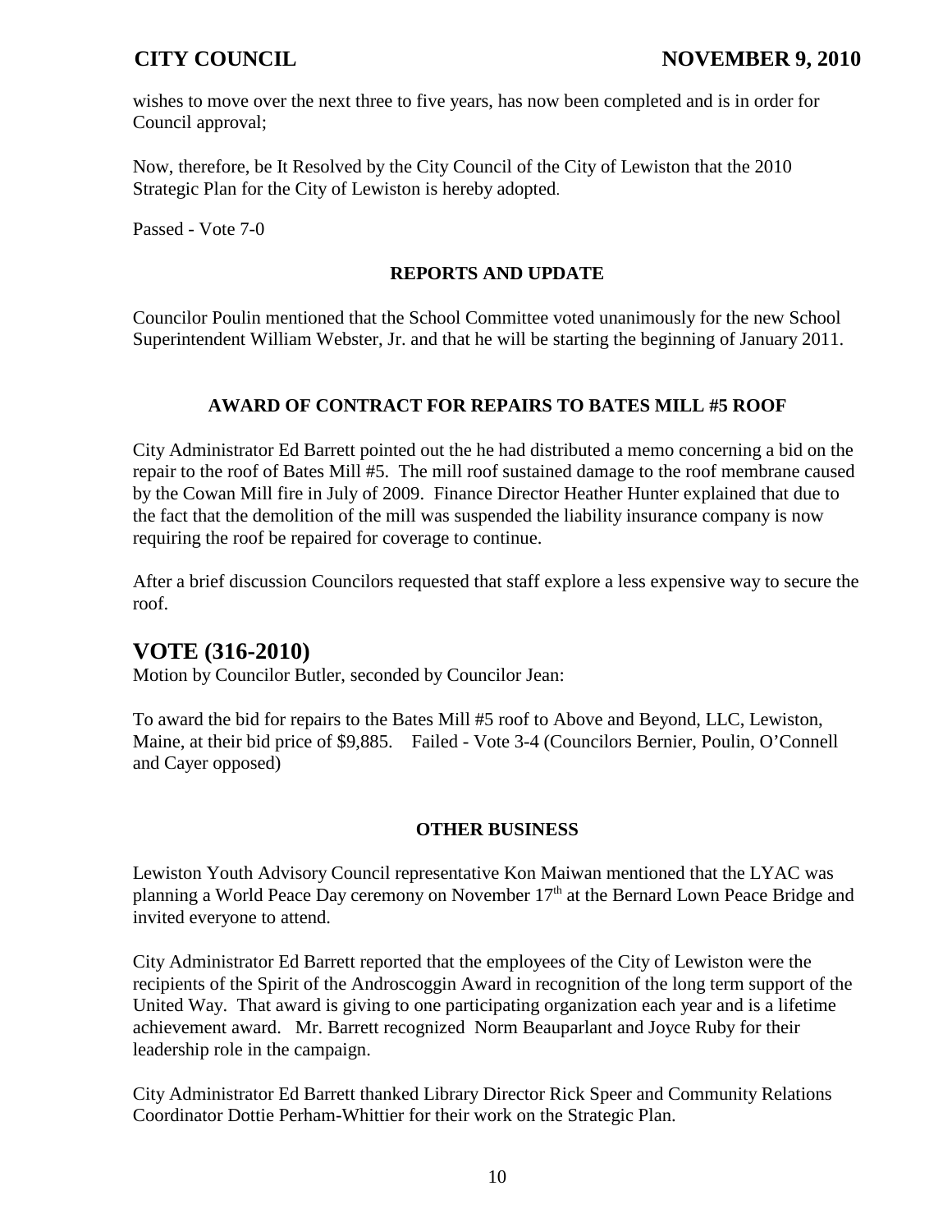wishes to move over the next three to five years, has now been completed and is in order for Council approval;

Now, therefore, be It Resolved by the City Council of the City of Lewiston that the 2010 Strategic Plan for the City of Lewiston is hereby adopted.

Passed - Vote 7-0

**REPORTS AND UPDATE**

Councilor Poulin mentioned that the School Committee voted unanimously for the new School Superintendent William Webster, Jr. and that he will be starting the beginning of January 2011.

**AWARD OF CONTRACT FOR REPAIRS TO BATES MILL #5 ROOF**

City Administrator Ed Barrett pointed out the he had distributed a memo concerning a bid on the repair to the roof of Bates Mill #5. The mill roof sustained damage to the roof membrane caused by the Cowan Mill fire in July of 2009. Finance Director Heather Hunter explained that due to the fact that the demolition of the mill was suspended the liability insurance company is now requiring the roof be repaired for coverage to continue.

After a brief discussion Councilors requested that staff explore a less expensive way to secure the roof.

## VOTE (316-2010)

Motion by Councilor Butler, seconded by Councilor Jean:

To award the bid for repairs to the Bates Mill #5 roof to Above and Beyond, LLC, Lewiston, Maine, at their bid price of $9,885. Failed - Vote 3-4 (Councilors Bernier, Poulin, O'Connell and Cayer opposed)

**OTHER BUSINESS**

Lewiston Youth Advisory Council representative Kon Maiwan mentioned that the LYAC was planning a World Peace Day ceremony on November 17th at the Bernard Lown Peace Bridge and invited everyone to attend.

City Administrator Ed Barrett reported that the employees of the City of Lewiston were the recipients of the Spirit of the Androscoggin Award in recognition of the long term support of the United Way. That award is giving to one participating organization each year and is a lifetime achievement award. Mr. Barrett recognized Norm Beauparlant and Joyce Ruby for their leadership role in the campaign.

City Administrator Ed Barrett thanked Library Director Rick Speer and Community Relations Coordinator Dottie Perham-Whittier for their work on the Strategic Plan.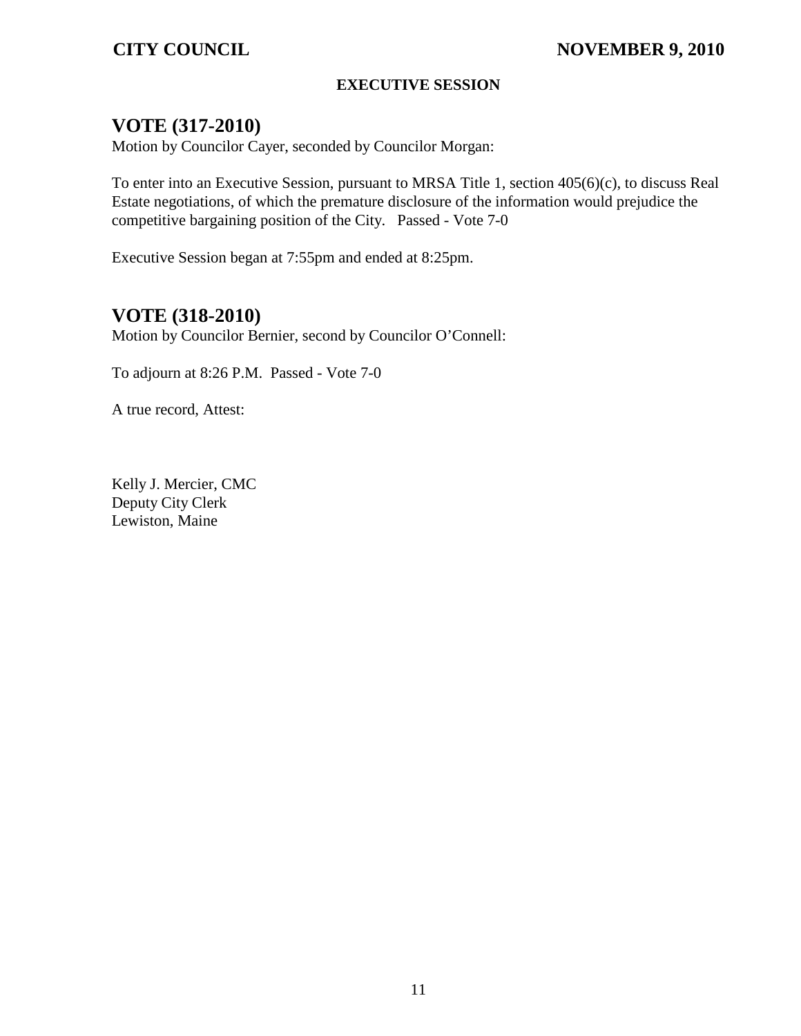**EXECUTIVE SESSION**

## VOTE (317-2010)

Motion by Councilor Cayer, seconded by Councilor Morgan:

To enter into an Executive Session, pursuant to MRSA Title 1, section 405(6)(c), to discuss Real Estate negotiations, of which the premature disclosure of the information would prejudice the competitive bargaining position of the City. Passed - Vote 7-0

Executive Session began at 7:55pm and ended at 8:25pm.

## VOTE (318-2010)

Motion by Councilor Bernier, second by Councilor O'Connell:

To adjourn at 8:26 P.M. Passed - Vote 7-0

A true record, Attest:

Kelly J. Mercier, CMC
Deputy City Clerk
Lewiston, Maine